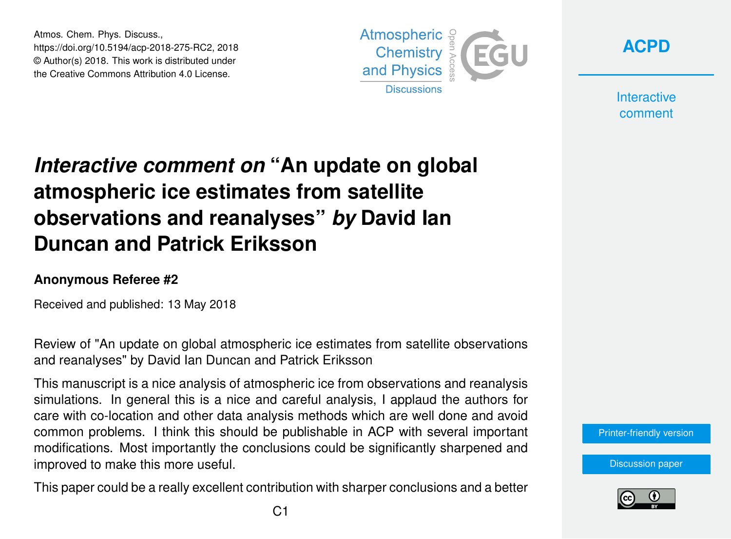Atmos. Chem. Phys. Discuss.,
https://doi.org/10.5194/acp-2018-275-RC2, 2018
© Author(s) 2018. This work is distributed under
the Creative Commons Attribution 4.0 License.

# *Interactive comment on* "An update on global atmospheric ice estimates from satellite observations and reanalyses" *by* David Ian Duncan and Patrick Eriksson

**Anonymous Referee #2**

Received and published: 13 May 2018

Review of "An update on global atmospheric ice estimates from satellite observations and reanalyses" by David Ian Duncan and Patrick Eriksson

This manuscript is a nice analysis of atmospheric ice from observations and reanalysis simulations. In general this is a nice and careful analysis, I applaud the authors for care with co-location and other data analysis methods which are well done and avoid common problems. I think this should be publishable in ACP with several important modifications. Most importantly the conclusions could be significantly sharpened and improved to make this more useful.

This paper could be a really excellent contribution with sharper conclusions and a better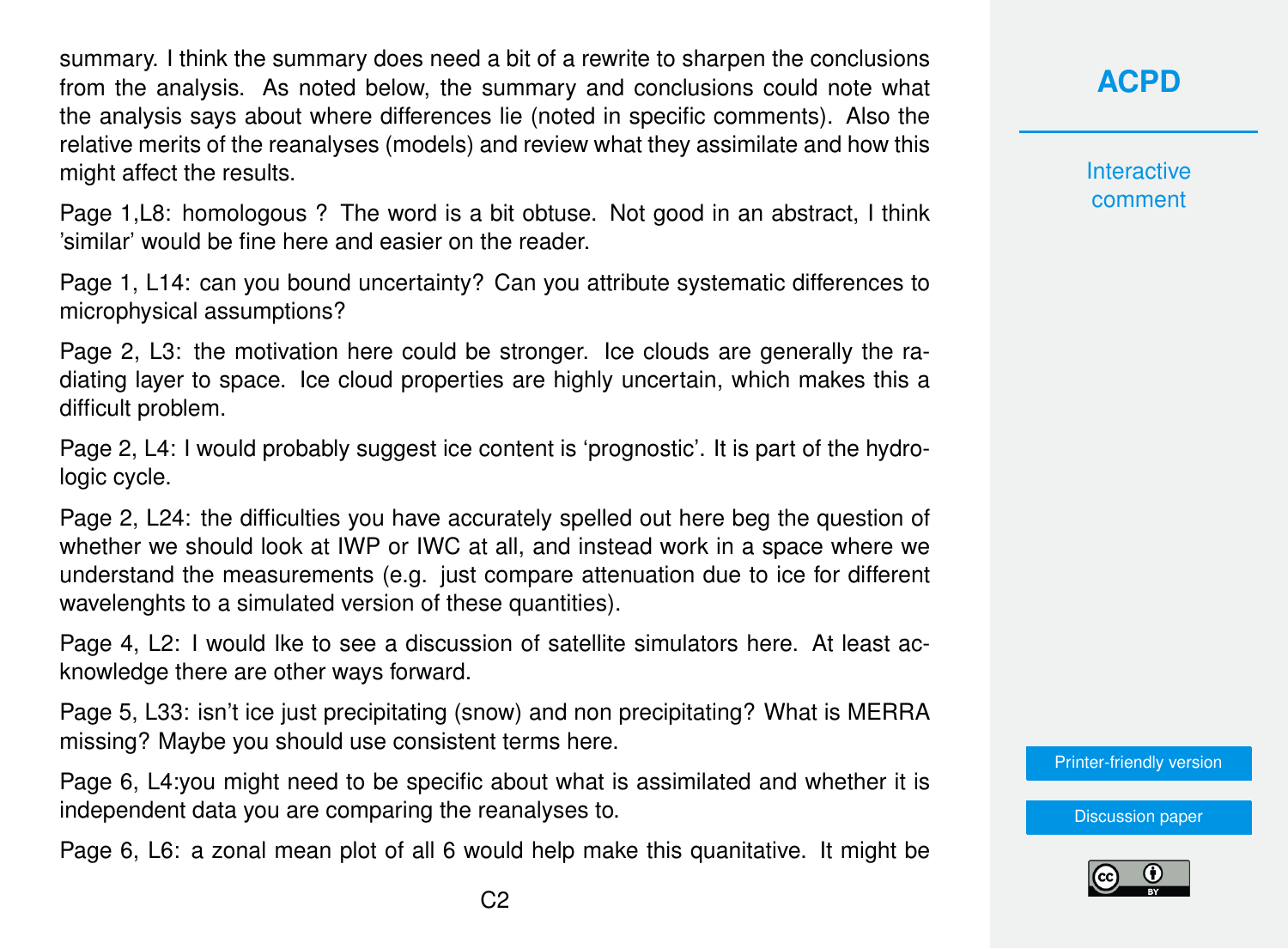summary. I think the summary does need a bit of a rewrite to sharpen the conclusions from the analysis. As noted below, the summary and conclusions could note what the analysis says about where differences lie (noted in specific comments). Also the relative merits of the reanalyses (models) and review what they assimilate and how this might affect the results.

Page 1,L8: homologous ? The word is a bit obtuse. Not good in an abstract, I think 'similar' would be fine here and easier on the reader.

Page 1, L14: can you bound uncertainty? Can you attribute systematic differences to microphysical assumptions?

Page 2, L3: the motivation here could be stronger. Ice clouds are generally the radiating layer to space. Ice cloud properties are highly uncertain, which makes this a difficult problem.

Page 2, L4: I would probably suggest ice content is 'prognostic'. It is part of the hydrologic cycle.

Page 2, L24: the difficulties you have accurately spelled out here beg the question of whether we should look at IWP or IWC at all, and instead work in a space where we understand the measurements (e.g. just compare attenuation due to ice for different wavelenghts to a simulated version of these quantities).

Page 4, L2: I would lke to see a discussion of satellite simulators here. At least acknowledge there are other ways forward.

Page 5, L33: isn't ice just precipitating (snow) and non precipitating? What is MERRA missing? Maybe you should use consistent terms here.

Page 6, L4:you might need to be specific about what is assimilated and whether it is independent data you are comparing the reanalyses to.

Page 6, L6: a zonal mean plot of all 6 would help make this quanitative. It might be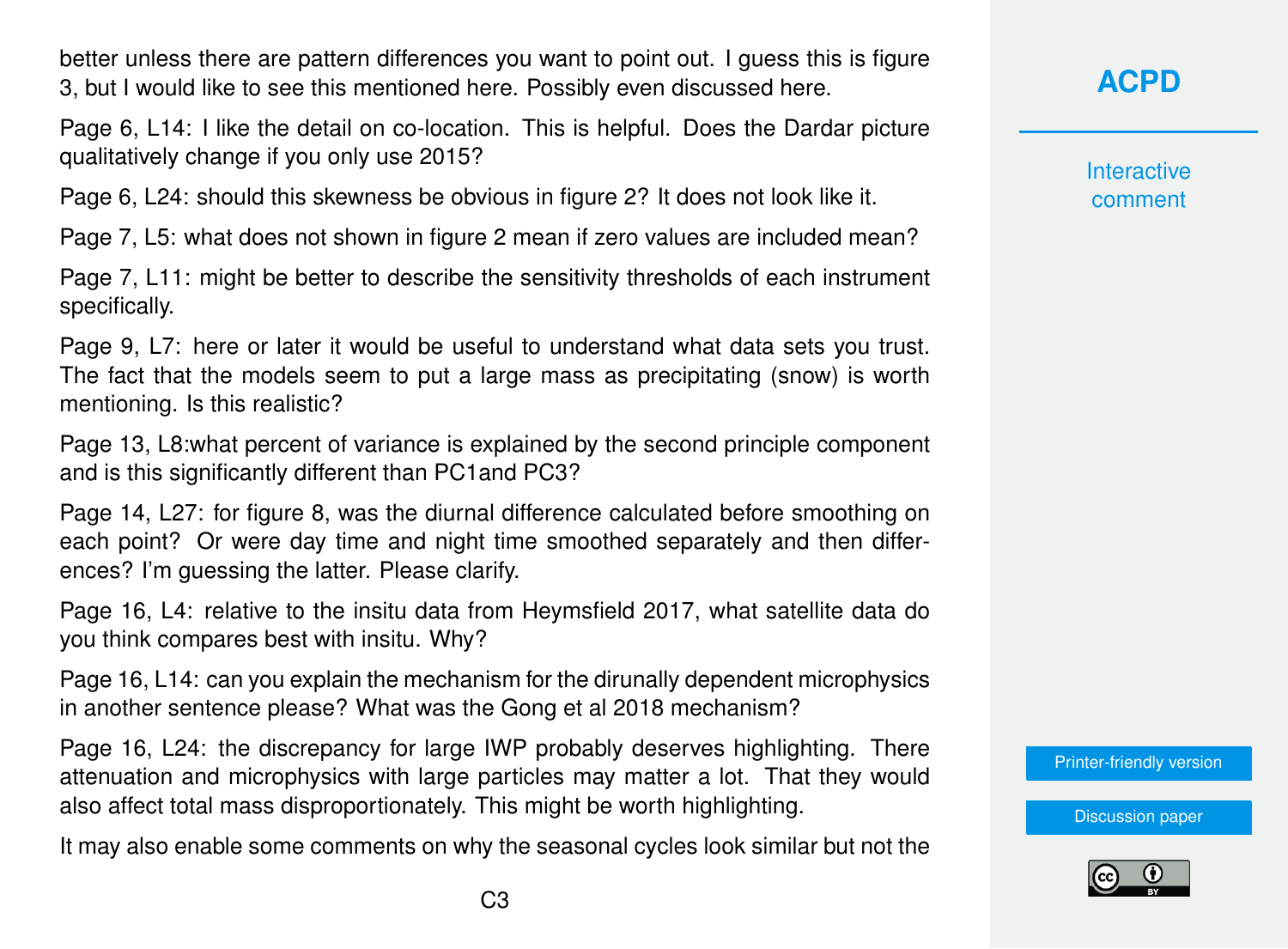better unless there are pattern differences you want to point out. I guess this is figure 3, but I would like to see this mentioned here. Possibly even discussed here.

Page 6, L14: I like the detail on co-location. This is helpful. Does the Dardar picture qualitatively change if you only use 2015?

Page 6, L24: should this skewness be obvious in figure 2? It does not look like it.

Page 7, L5: what does not shown in figure 2 mean if zero values are included mean?

Page 7, L11: might be better to describe the sensitivity thresholds of each instrument specifically.

Page 9, L7: here or later it would be useful to understand what data sets you trust. The fact that the models seem to put a large mass as precipitating (snow) is worth mentioning. Is this realistic?

Page 13, L8:what percent of variance is explained by the second principle component and is this significantly different than PC1and PC3?

Page 14, L27: for figure 8, was the diurnal difference calculated before smoothing on each point? Or were day time and night time smoothed separately and then differences? I'm guessing the latter. Please clarify.

Page 16, L4: relative to the insitu data from Heymsfield 2017, what satellite data do you think compares best with insitu. Why?

Page 16, L14: can you explain the mechanism for the dirunally dependent microphysics in another sentence please? What was the Gong et al 2018 mechanism?

Page 16, L24: the discrepancy for large IWP probably deserves highlighting. There attenuation and microphysics with large particles may matter a lot. That they would also affect total mass disproportionately. This might be worth highlighting.

It may also enable some comments on why the seasonal cycles look similar but not the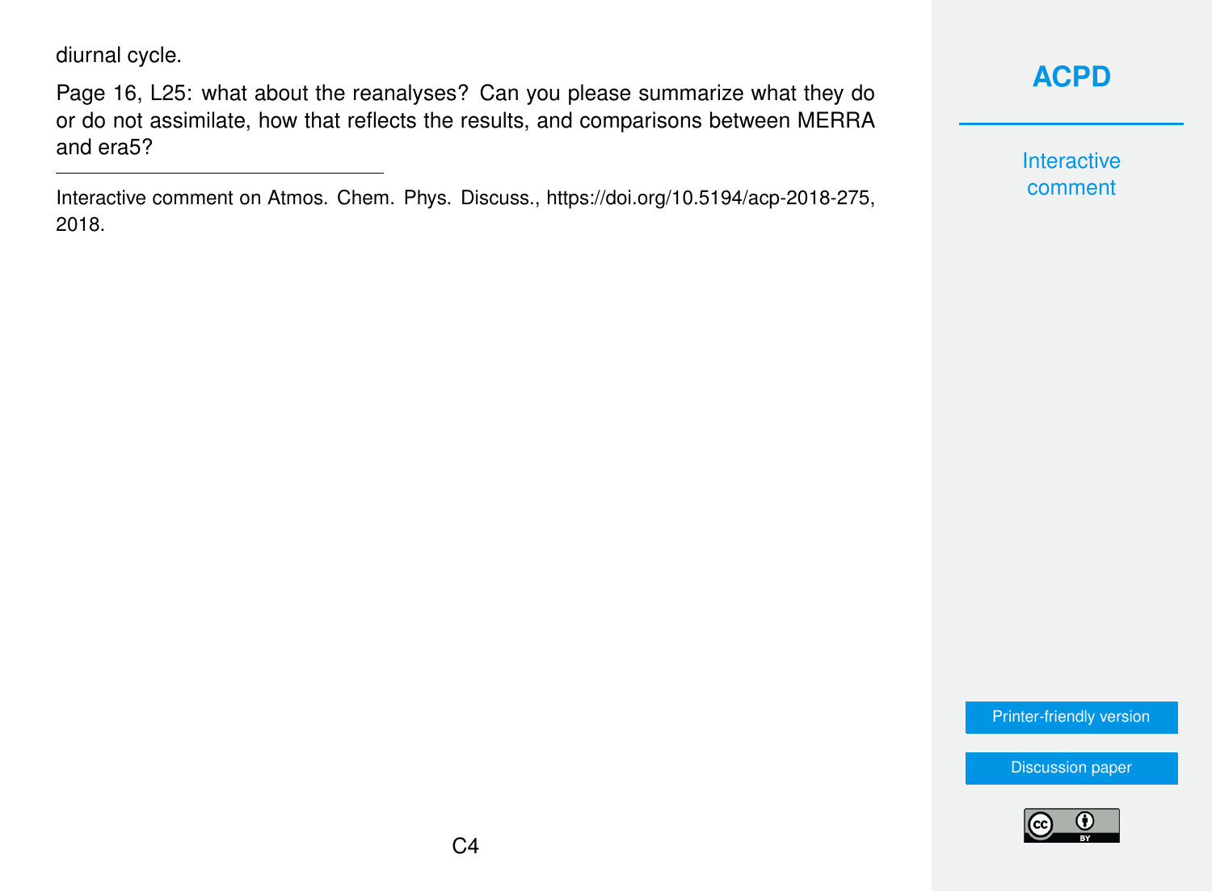diurnal cycle.

Page 16, L25: what about the reanalyses? Can you please summarize what they do or do not assimilate, how that reflects the results, and comparisons between MERRA and era5?

---

Interactive comment on Atmos. Chem. Phys. Discuss., https://doi.org/10.5194/acp-2018-275, 2018.